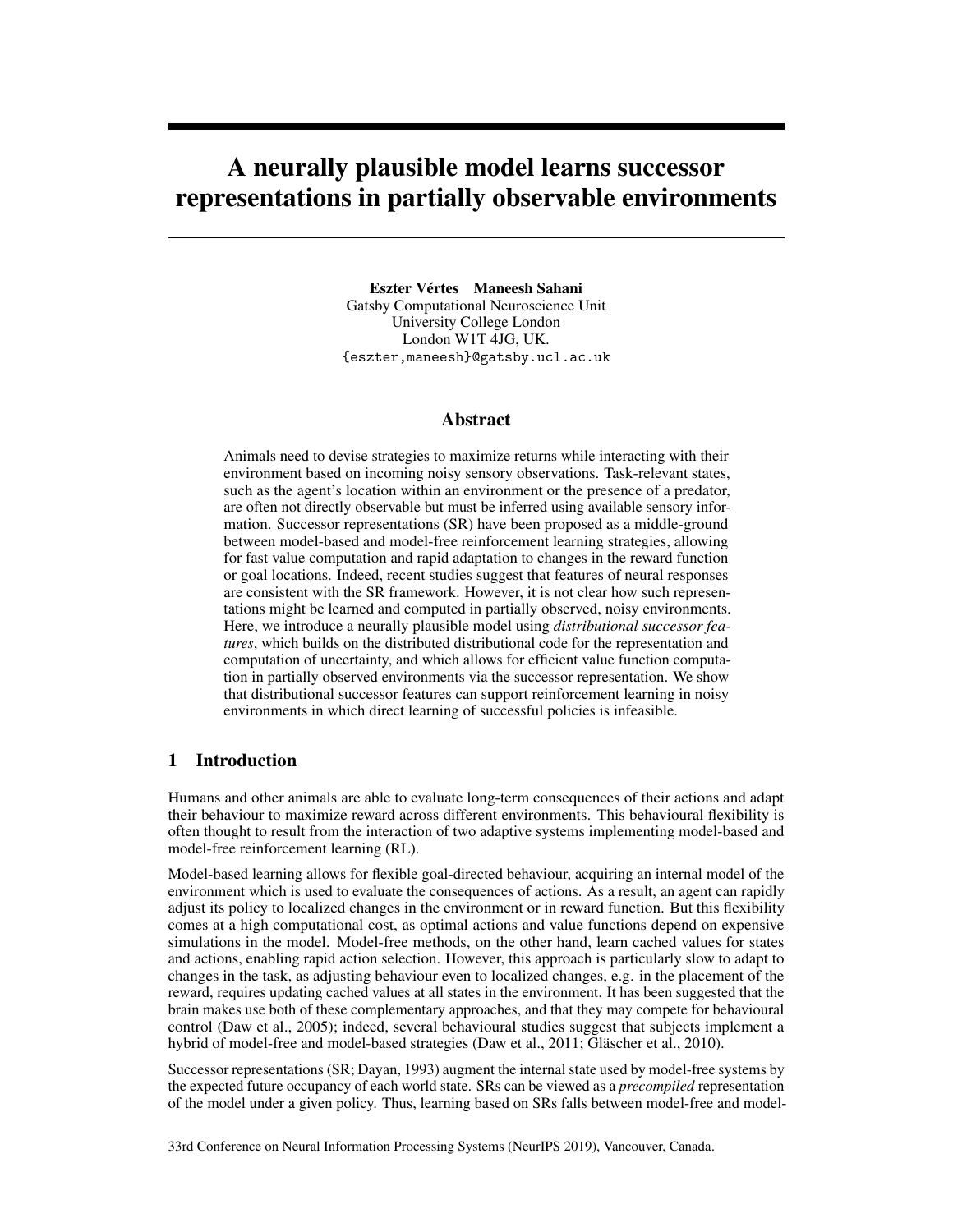# A neurally plausible model learns successor representations in partially observable environments

**Eszter Vértes Maneesh Sahani**
Gatsby Computational Neuroscience Unit
University College London
London W1T 4JG, UK.
{eszter,maneesh}@gatsby.ucl.ac.uk

## Abstract

Animals need to devise strategies to maximize returns while interacting with their environment based on incoming noisy sensory observations. Task-relevant states, such as the agent's location within an environment or the presence of a predator, are often not directly observable but must be inferred using available sensory information. Successor representations (SR) have been proposed as a middle-ground between model-based and model-free reinforcement learning strategies, allowing for fast value computation and rapid adaptation to changes in the reward function or goal locations. Indeed, recent studies suggest that features of neural responses are consistent with the SR framework. However, it is not clear how such representations might be learned and computed in partially observed, noisy environments. Here, we introduce a neurally plausible model using *distributional successor features*, which builds on the distributed distributional code for the representation and computation of uncertainty, and which allows for efficient value function computation in partially observed environments via the successor representation. We show that distributional successor features can support reinforcement learning in noisy environments in which direct learning of successful policies is infeasible.

## 1 Introduction

Humans and other animals are able to evaluate long-term consequences of their actions and adapt their behaviour to maximize reward across different environments. This behavioural flexibility is often thought to result from the interaction of two adaptive systems implementing model-based and model-free reinforcement learning (RL).

Model-based learning allows for flexible goal-directed behaviour, acquiring an internal model of the environment which is used to evaluate the consequences of actions. As a result, an agent can rapidly adjust its policy to localized changes in the environment or in reward function. But this flexibility comes at a high computational cost, as optimal actions and value functions depend on expensive simulations in the model. Model-free methods, on the other hand, learn cached values for states and actions, enabling rapid action selection. However, this approach is particularly slow to adapt to changes in the task, as adjusting behaviour even to localized changes, e.g. in the placement of the reward, requires updating cached values at all states in the environment. It has been suggested that the brain makes use both of these complementary approaches, and that they may compete for behavioural control (Daw et al., 2005); indeed, several behavioural studies suggest that subjects implement a hybrid of model-free and model-based strategies (Daw et al., 2011; Gläscher et al., 2010).

Successor representations (SR; Dayan, 1993) augment the internal state used by model-free systems by the expected future occupancy of each world state. SRs can be viewed as a *precompiled* representation of the model under a given policy. Thus, learning based on SRs falls between model-free and model-

33rd Conference on Neural Information Processing Systems (NeurIPS 2019), Vancouver, Canada.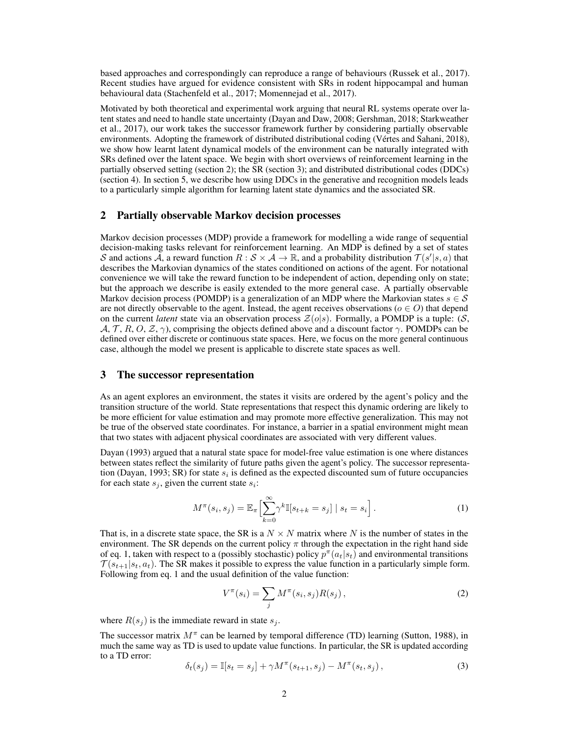based approaches and correspondingly can reproduce a range of behaviours (Russek et al., 2017). Recent studies have argued for evidence consistent with SRs in rodent hippocampal and human behavioural data (Stachenfeld et al., 2017; Momennejad et al., 2017).

Motivated by both theoretical and experimental work arguing that neural RL systems operate over latent states and need to handle state uncertainty (Dayan and Daw, 2008; Gershman, 2018; Starkweather et al., 2017), our work takes the successor framework further by considering partially observable environments. Adopting the framework of distributed distributional coding (Vértes and Sahani, 2018), we show how learnt latent dynamical models of the environment can be naturally integrated with SRs defined over the latent space. We begin with short overviews of reinforcement learning in the partially observed setting (section 2); the SR (section 3); and distributed distributional codes (DDCs) (section 4). In section 5, we describe how using DDCs in the generative and recognition models leads to a particularly simple algorithm for learning latent state dynamics and the associated SR.

## 2 Partially observable Markov decision processes

Markov decision processes (MDP) provide a framework for modelling a wide range of sequential decision-making tasks relevant for reinforcement learning. An MDP is defined by a set of states $\mathcal{S}$ and actions $\mathcal{A}$, a reward function $R : \mathcal{S} \times \mathcal{A} \to \mathbb{R}$, and a probability distribution $\mathcal{T}(s'|s, a)$ that describes the Markovian dynamics of the states conditioned on actions of the agent. For notational convenience we will take the reward function to be independent of action, depending only on state; but the approach we describe is easily extended to the more general case. A partially observable Markov decision process (POMDP) is a generalization of an MDP where the Markovian states $s \in \mathcal{S}$ are not directly observable to the agent. Instead, the agent receives observations ($o \in O$) that depend on the current *latent* state via an observation process $\mathcal{Z}(o|s)$. Formally, a POMDP is a tuple: ($\mathcal{S}$, $\mathcal{A}$, $\mathcal{T}$, $R$, $O$, $\mathcal{Z}$, $\gamma$), comprising the objects defined above and a discount factor $\gamma$. POMDPs can be defined over either discrete or continuous state spaces. Here, we focus on the more general continuous case, although the model we present is applicable to discrete state spaces as well.

## 3 The successor representation

As an agent explores an environment, the states it visits are ordered by the agent's policy and the transition structure of the world. State representations that respect this dynamic ordering are likely to be more efficient for value estimation and may promote more effective generalization. This may not be true of the observed state coordinates. For instance, a barrier in a spatial environment might mean that two states with adjacent physical coordinates are associated with very different values.

Dayan (1993) argued that a natural state space for model-free value estimation is one where distances between states reflect the similarity of future paths given the agent's policy. The successor representation (Dayan, 1993; SR) for state $s_i$ is defined as the expected discounted sum of future occupancies for each state $s_j$, given the current state $s_i$:

$$M^\pi(s_i, s_j) = \mathbb{E}_\pi \Big[ \sum_{k=0}^{\infty} \gamma^k \mathbb{I}[s_{t+k} = s_j] \mid s_t = s_i \Big] . \tag{1}$$

That is, in a discrete state space, the SR is a $N \times N$ matrix where $N$ is the number of states in the environment. The SR depends on the current policy $\pi$ through the expectation in the right hand side of eq. 1, taken with respect to a (possibly stochastic) policy $p^\pi(a_t|s_t)$ and environmental transitions $\mathcal{T}(s_{t+1}|s_t, a_t)$. The SR makes it possible to express the value function in a particularly simple form. Following from eq. 1 and the usual definition of the value function:

$$V^\pi(s_i) = \sum_j M^\pi(s_i, s_j) R(s_j) , \tag{2}$$

where $R(s_j)$ is the immediate reward in state $s_j$.

The successor matrix $M^\pi$ can be learned by temporal difference (TD) learning (Sutton, 1988), in much the same way as TD is used to update value functions. In particular, the SR is updated according to a TD error:

$$\delta_t(s_j) = \mathbb{I}[s_t = s_j] + \gamma M^\pi(s_{t+1}, s_j) - M^\pi(s_t, s_j) , \tag{3}$$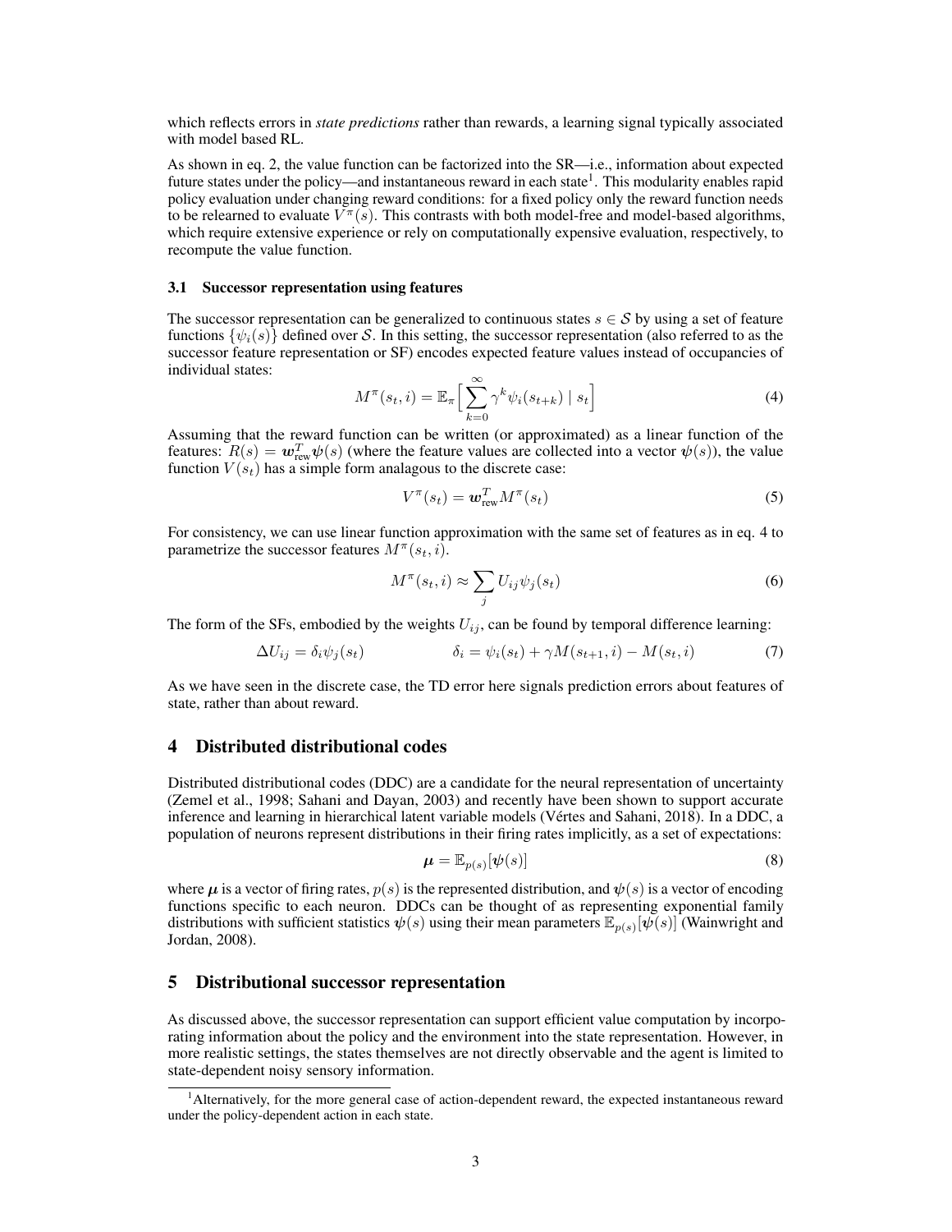which reflects errors in *state predictions* rather than rewards, a learning signal typically associated with model based RL.

As shown in eq. 2, the value function can be factorized into the SR—i.e., information about expected future states under the policy—and instantaneous reward in each state[1]. This modularity enables rapid policy evaluation under changing reward conditions: for a fixed policy only the reward function needs to be relearned to evaluate $V^\pi(s)$. This contrasts with both model-free and model-based algorithms, which require extensive experience or rely on computationally expensive evaluation, respectively, to recompute the value function.

### 3.1 Successor representation using features

The successor representation can be generalized to continuous states $s \in \mathcal{S}$ by using a set of feature functions $\{\psi_i(s)\}$ defined over $\mathcal{S}$. In this setting, the successor representation (also referred to as the successor feature representation or SF) encodes expected feature values instead of occupancies of individual states:

$$M^\pi(s_t, i) = \mathbb{E}_\pi\Big[\sum_{k=0}^{\infty} \gamma^k \psi_i(s_{t+k}) \mid s_t\Big] \tag{4}$$

Assuming that the reward function can be written (or approximated) as a linear function of the features: $R(s) = \boldsymbol{w}_{\text{rew}}^T \boldsymbol{\psi}(s)$ (where the feature values are collected into a vector $\boldsymbol{\psi}(s)$), the value function $V(s_t)$ has a simple form analagous to the discrete case:

$$V^\pi(s_t) = \boldsymbol{w}_{\text{rew}}^T M^\pi(s_t) \tag{5}$$

For consistency, we can use linear function approximation with the same set of features as in eq. 4 to parametrize the successor features $M^\pi(s_t, i)$.

$$M^\pi(s_t, i) \approx \sum_j U_{ij} \psi_j(s_t) \tag{6}$$

The form of the SFs, embodied by the weights $U_{ij}$, can be found by temporal difference learning:

$$\Delta U_{ij} = \delta_i \psi_j(s_t) \qquad\qquad \delta_i = \psi_i(s_t) + \gamma M(s_{t+1}, i) - M(s_t, i) \tag{7}$$

As we have seen in the discrete case, the TD error here signals prediction errors about features of state, rather than about reward.

## 4 Distributed distributional codes

Distributed distributional codes (DDC) are a candidate for the neural representation of uncertainty (Zemel et al., 1998; Sahani and Dayan, 2003) and recently have been shown to support accurate inference and learning in hierarchical latent variable models (Vértes and Sahani, 2018). In a DDC, a population of neurons represent distributions in their firing rates implicitly, as a set of expectations:

$$\boldsymbol{\mu} = \mathbb{E}_{p(s)}[\boldsymbol{\psi}(s)] \tag{8}$$

where $\boldsymbol{\mu}$ is a vector of firing rates, $p(s)$ is the represented distribution, and $\boldsymbol{\psi}(s)$ is a vector of encoding functions specific to each neuron. DDCs can be thought of as representing exponential family distributions with sufficient statistics $\boldsymbol{\psi}(s)$ using their mean parameters $\mathbb{E}_{p(s)}[\boldsymbol{\psi}(s)]$ (Wainwright and Jordan, 2008).

## 5 Distributional successor representation

As discussed above, the successor representation can support efficient value computation by incorporating information about the policy and the environment into the state representation. However, in more realistic settings, the states themselves are not directly observable and the agent is limited to state-dependent noisy sensory information.

[1] Alternatively, for the more general case of action-dependent reward, the expected instantaneous reward under the policy-dependent action in each state.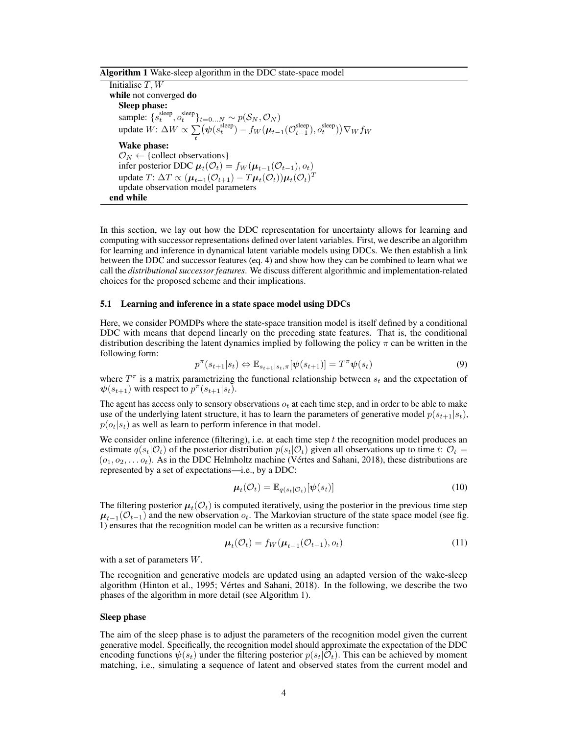**Algorithm 1** Wake-sleep algorithm in the DDC state-space model

```
Initialise T, W
while not converged do
    Sleep phase:
    sample: {s_t^sleep, o_t^sleep}_{t=0...N} ~ p(S_N, O_N)
    update W: ΔW ∝ Σ_t (ψ(s_t^sleep) − f_W(μ_{t−1}(O_{t−1}^sleep), o_t^sleep)) ∇_W f_W
    Wake phase:
    O_N ← {collect observations}
    infer posterior DDC μ_t(O_t) = f_W(μ_{t−1}(O_{t−1}), o_t)
    update T: ΔT ∝ (μ_{t+1}(O_{t+1}) − T μ_t(O_t)) μ_t(O_t)^T
    update observation model parameters
end while
```

In this section, we lay out how the DDC representation for uncertainty allows for learning and computing with successor representations defined over latent variables. First, we describe an algorithm for learning and inference in dynamical latent variable models using DDCs. We then establish a link between the DDC and successor features (eq. 4) and show how they can be combined to learn what we call the *distributional successor features*. We discuss different algorithmic and implementation-related choices for the proposed scheme and their implications.

### 5.1 Learning and inference in a state space model using DDCs

Here, we consider POMDPs where the state-space transition model is itself defined by a conditional DDC with means that depend linearly on the preceding state features. That is, the conditional distribution describing the latent dynamics implied by following the policy $\pi$ can be written in the following form:

$$p^{\pi}(s_{t+1}|s_t) \Leftrightarrow \mathbb{E}_{s_{t+1}|s_t,\pi}[\boldsymbol{\psi}(s_{t+1})] = T^{\pi}\boldsymbol{\psi}(s_t) \tag{9}$$

where $T^{\pi}$ is a matrix parametrizing the functional relationship between $s_t$ and the expectation of $\boldsymbol{\psi}(s_{t+1})$ with respect to $p^{\pi}(s_{t+1}|s_t)$.

The agent has access only to sensory observations $o_t$ at each time step, and in order to be able to make use of the underlying latent structure, it has to learn the parameters of generative model $p(s_{t+1}|s_t)$, $p(o_t|s_t)$ as well as learn to perform inference in that model.

We consider online inference (filtering), i.e. at each time step $t$ the recognition model produces an estimate $q(s_t|\mathcal{O}_t)$ of the posterior distribution $p(s_t|\mathcal{O}_t)$ given all observations up to time $t$: $\mathcal{O}_t = (o_1, o_2, \ldots o_t)$. As in the DDC Helmholtz machine (Vértes and Sahani, 2018), these distributions are represented by a set of expectations—i.e., by a DDC:

$$\boldsymbol{\mu}_t(\mathcal{O}_t) = \mathbb{E}_{q(s_t|\mathcal{O}_t)}[\boldsymbol{\psi}(s_t)] \tag{10}$$

The filtering posterior $\boldsymbol{\mu}_t(\mathcal{O}_t)$ is computed iteratively, using the posterior in the previous time step $\boldsymbol{\mu}_{t-1}(\mathcal{O}_{t-1})$ and the new observation $o_t$. The Markovian structure of the state space model (see fig. 1) ensures that the recognition model can be written as a recursive function:

$$\boldsymbol{\mu}_t(\mathcal{O}_t) = f_W(\boldsymbol{\mu}_{t-1}(\mathcal{O}_{t-1}), o_t) \tag{11}$$

with a set of parameters $W$.

The recognition and generative models are updated using an adapted version of the wake-sleep algorithm (Hinton et al., 1995; Vértes and Sahani, 2018). In the following, we describe the two phases of the algorithm in more detail (see Algorithm 1).

#### Sleep phase

The aim of the sleep phase is to adjust the parameters of the recognition model given the current generative model. Specifically, the recognition model should approximate the expectation of the DDC encoding functions $\boldsymbol{\psi}(s_t)$ under the filtering posterior $p(s_t|\mathcal{O}_t)$. This can be achieved by moment matching, i.e., simulating a sequence of latent and observed states from the current model and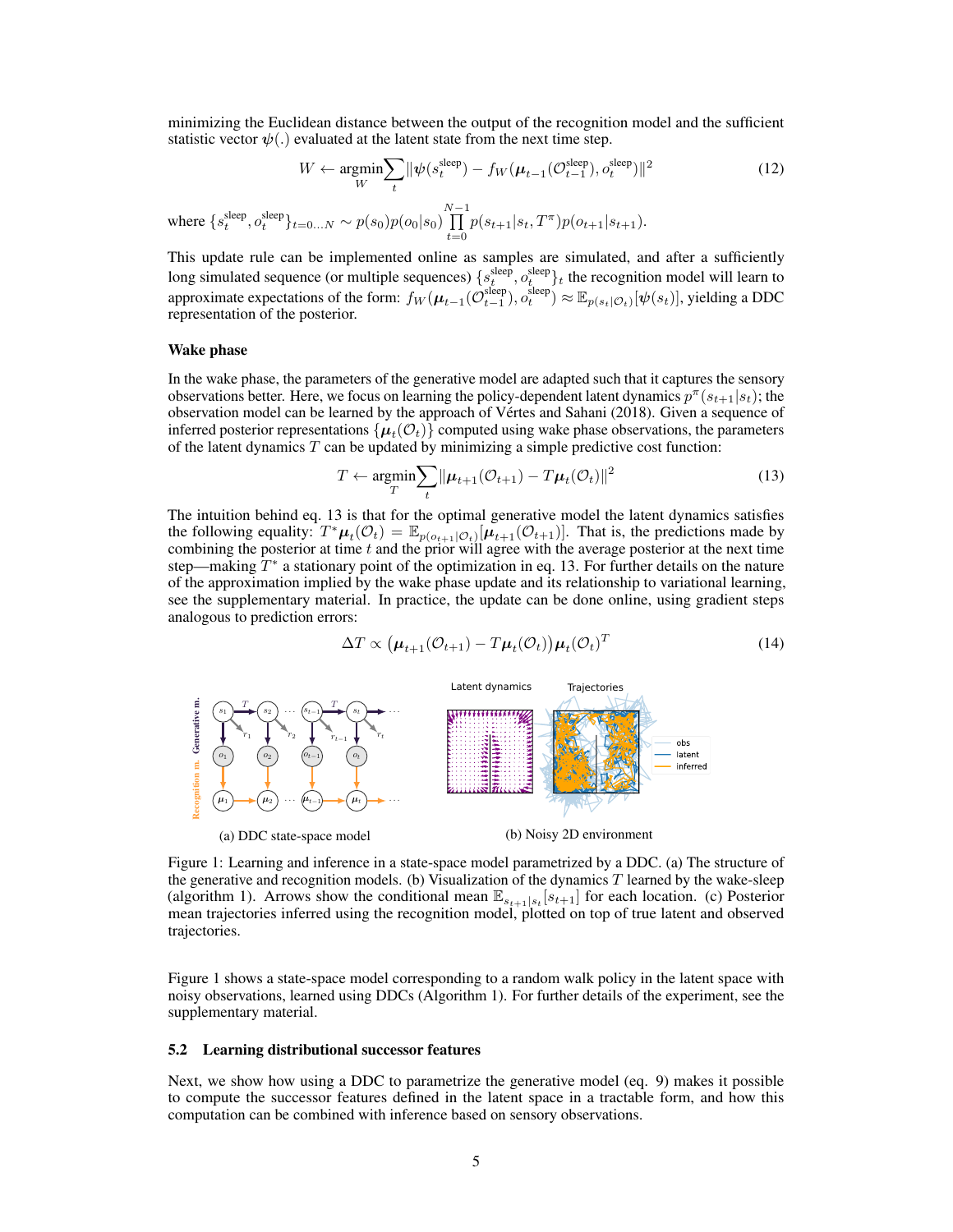minimizing the Euclidean distance between the output of the recognition model and the sufficient statistic vector $\psi(.)$ evaluated at the latent state from the next time step.

$$W \leftarrow \underset{W}{\text{argmin}} \sum_t \| \psi(s_t^{\text{sleep}}) - f_W(\mu_{t-1}(\mathcal{O}_{t-1}^{\text{sleep}}), o_t^{\text{sleep}}) \|^2 \tag{12}$$

where $\{s_t^{\text{sleep}}, o_t^{\text{sleep}}\}_{t=0...N} \sim p(s_0)p(o_0|s_0) \prod_{t=0}^{N-1} p(s_{t+1}|s_t, T^\pi)p(o_{t+1}|s_{t+1})$.

This update rule can be implemented online as samples are simulated, and after a sufficiently long simulated sequence (or multiple sequences) $\{s_t^{\text{sleep}}, o_t^{\text{sleep}}\}_t$ the recognition model will learn to approximate expectations of the form: $f_W(\mu_{t-1}(\mathcal{O}_{t-1}^{\text{sleep}}), o_t^{\text{sleep}}) \approx \mathbb{E}_{p(s_t|\mathcal{O}_t)}[\psi(s_t)]$, yielding a DDC representation of the posterior.

### Wake phase

In the wake phase, the parameters of the generative model are adapted such that it captures the sensory observations better. Here, we focus on learning the policy-dependent latent dynamics $p^\pi(s_{t+1}|s_t)$; the observation model can be learned by the approach of Vértes and Sahani (2018). Given a sequence of inferred posterior representations $\{\mu_t(\mathcal{O}_t)\}$ computed using wake phase observations, the parameters of the latent dynamics $T$ can be updated by minimizing a simple predictive cost function:

$$T \leftarrow \underset{T}{\text{argmin}} \sum_t \| \mu_{t+1}(\mathcal{O}_{t+1}) - T\mu_t(\mathcal{O}_t) \|^2 \tag{13}$$

The intuition behind eq. 13 is that for the optimal generative model the latent dynamics satisfies the following equality: $T^*\mu_t(\mathcal{O}_t) = \mathbb{E}_{p(o_{t+1}|\mathcal{O}_t)}[\mu_{t+1}(\mathcal{O}_{t+1})]$. That is, the predictions made by combining the posterior at time $t$ and the prior will agree with the average posterior at the next time step—making $T^*$ a stationary point of the optimization in eq. 13. For further details on the nature of the approximation implied by the wake phase update and its relationship to variational learning, see the supplementary material. In practice, the update can be done online, using gradient steps analogous to prediction errors:

$$\Delta T \propto \left( \mu_{t+1}(\mathcal{O}_{t+1}) - T\mu_t(\mathcal{O}_t) \right) \mu_t(\mathcal{O}_t)^T \tag{14}$$

(a) DDC state-space model

(b) Noisy 2D environment

Figure 1: Learning and inference in a state-space model parametrized by a DDC. (a) The structure of the generative and recognition models. (b) Visualization of the dynamics $T$ learned by the wake-sleep (algorithm 1). Arrows show the conditional mean $\mathbb{E}_{s_{t+1}|s_t}[s_{t+1}]$ for each location. (c) Posterior mean trajectories inferred using the recognition model, plotted on top of true latent and observed trajectories.

Figure 1 shows a state-space model corresponding to a random walk policy in the latent space with noisy observations, learned using DDCs (Algorithm 1). For further details of the experiment, see the supplementary material.

## 5.2 Learning distributional successor features

Next, we show how using a DDC to parametrize the generative model (eq. 9) makes it possible to compute the successor features defined in the latent space in a tractable form, and how this computation can be combined with inference based on sensory observations.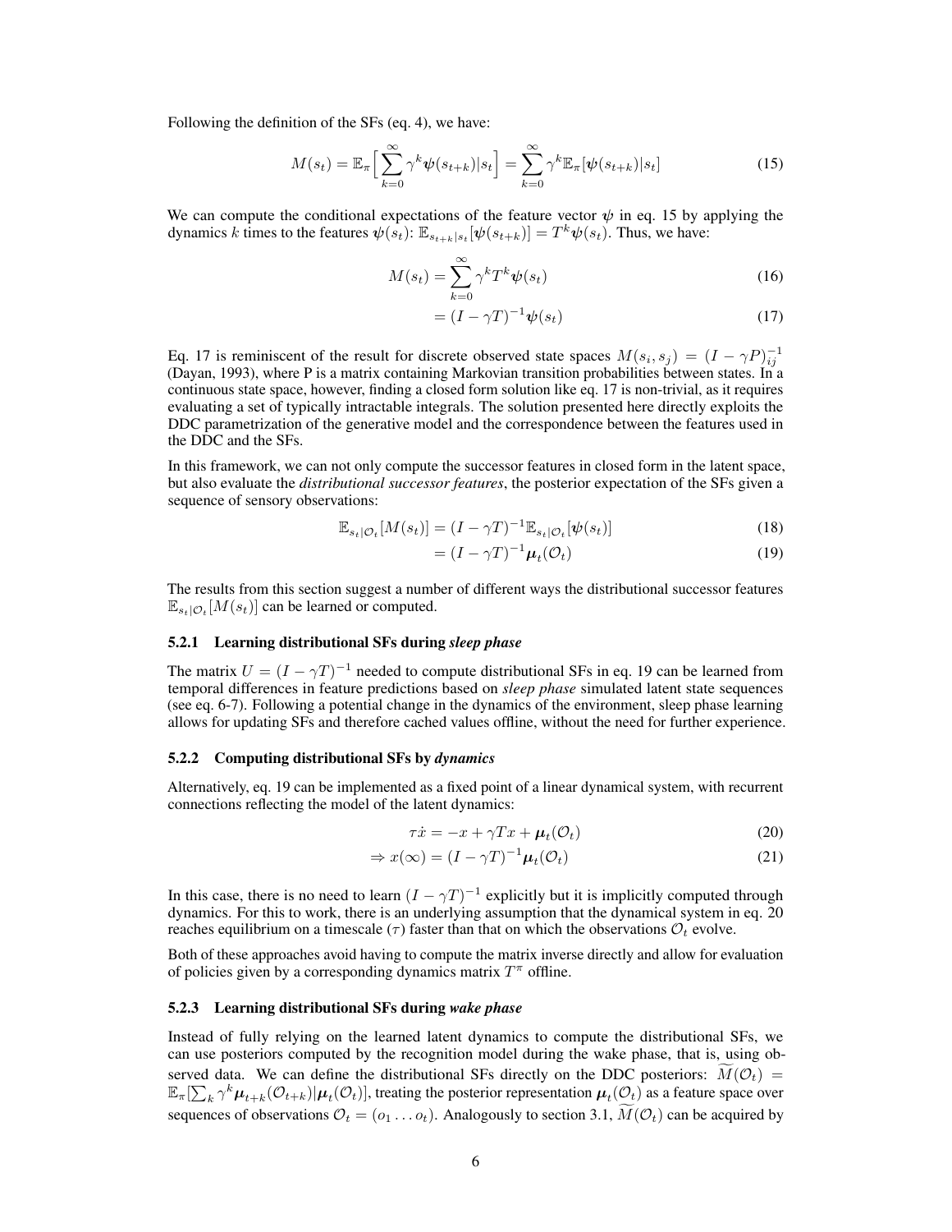Following the definition of the SFs (eq. 4), we have:

$$M(s_t) = \mathbb{E}_\pi\Big[\sum_{k=0}^{\infty} \gamma^k \boldsymbol{\psi}(s_{t+k})|s_t\Big] = \sum_{k=0}^{\infty} \gamma^k \mathbb{E}_\pi[\boldsymbol{\psi}(s_{t+k})|s_t] \tag{15}$$

We can compute the conditional expectations of the feature vector $\boldsymbol{\psi}$ in eq. 15 by applying the dynamics $k$ times to the features $\boldsymbol{\psi}(s_t)$: $\mathbb{E}_{s_{t+k}|s_t}[\boldsymbol{\psi}(s_{t+k})] = T^k \boldsymbol{\psi}(s_t)$. Thus, we have:

$$M(s_t) = \sum_{k=0}^{\infty} \gamma^k T^k \boldsymbol{\psi}(s_t) \tag{16}$$

$$= (I - \gamma T)^{-1} \boldsymbol{\psi}(s_t) \tag{17}$$

Eq. 17 is reminiscent of the result for discrete observed state spaces $M(s_i, s_j) = (I - \gamma P)^{-1}_{ij}$ (Dayan, 1993), where P is a matrix containing Markovian transition probabilities between states. In a continuous state space, however, finding a closed form solution like eq. 17 is non-trivial, as it requires evaluating a set of typically intractable integrals. The solution presented here directly exploits the DDC parametrization of the generative model and the correspondence between the features used in the DDC and the SFs.

In this framework, we can not only compute the successor features in closed form in the latent space, but also evaluate the *distributional successor features*, the posterior expectation of the SFs given a sequence of sensory observations:

$$\mathbb{E}_{s_t|\mathcal{O}_t}[M(s_t)] = (I - \gamma T)^{-1} \mathbb{E}_{s_t|\mathcal{O}_t}[\boldsymbol{\psi}(s_t)] \tag{18}$$

$$= (I - \gamma T)^{-1} \boldsymbol{\mu}_t(\mathcal{O}_t) \tag{19}$$

The results from this section suggest a number of different ways the distributional successor features $\mathbb{E}_{s_t|\mathcal{O}_t}[M(s_t)]$ can be learned or computed.

#### 5.2.1 Learning distributional SFs during *sleep phase*

The matrix $U = (I - \gamma T)^{-1}$ needed to compute distributional SFs in eq. 19 can be learned from temporal differences in feature predictions based on *sleep phase* simulated latent state sequences (see eq. 6-7). Following a potential change in the dynamics of the environment, sleep phase learning allows for updating SFs and therefore cached values offline, without the need for further experience.

#### 5.2.2 Computing distributional SFs by *dynamics*

Alternatively, eq. 19 can be implemented as a fixed point of a linear dynamical system, with recurrent connections reflecting the model of the latent dynamics:

$$\tau \dot{x} = -x + \gamma T x + \boldsymbol{\mu}_t(\mathcal{O}_t) \tag{20}$$

$$\Rightarrow x(\infty) = (I - \gamma T)^{-1} \boldsymbol{\mu}_t(\mathcal{O}_t) \tag{21}$$

In this case, there is no need to learn $(I - \gamma T)^{-1}$ explicitly but it is implicitly computed through dynamics. For this to work, there is an underlying assumption that the dynamical system in eq. 20 reaches equilibrium on a timescale ($\tau$) faster than that on which the observations $\mathcal{O}_t$ evolve.

Both of these approaches avoid having to compute the matrix inverse directly and allow for evaluation of policies given by a corresponding dynamics matrix $T^\pi$ offline.

#### 5.2.3 Learning distributional SFs during *wake phase*

Instead of fully relying on the learned latent dynamics to compute the distributional SFs, we can use posteriors computed by the recognition model during the wake phase, that is, using observed data. We can define the distributional SFs directly on the DDC posteriors: $\widetilde{M}(\mathcal{O}_t) = \mathbb{E}_\pi[\sum_k \gamma^k \boldsymbol{\mu}_{t+k}(\mathcal{O}_{t+k})|\boldsymbol{\mu}_t(\mathcal{O}_t)]$, treating the posterior representation $\boldsymbol{\mu}_t(\mathcal{O}_t)$ as a feature space over sequences of observations $\mathcal{O}_t = (o_1 \dots o_t)$. Analogously to section 3.1, $\widetilde{M}(\mathcal{O}_t)$ can be acquired by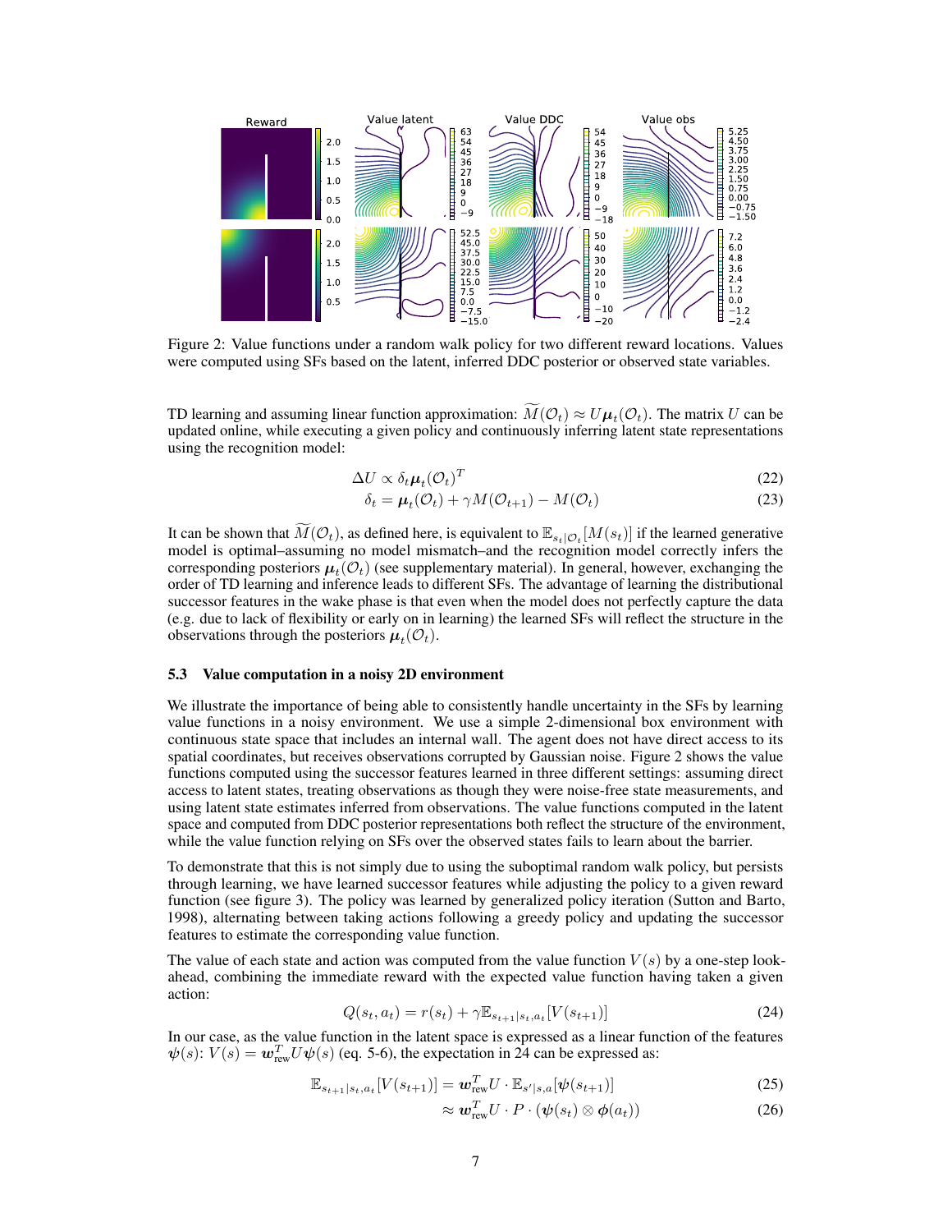Figure 2: Value functions under a random walk policy for two different reward locations. Values were computed using SFs based on the latent, inferred DDC posterior or observed state variables.

TD learning and assuming linear function approximation: $\widetilde{M}(\mathcal{O}_t) \approx U\boldsymbol{\mu}_t(\mathcal{O}_t)$. The matrix $U$ can be updated online, while executing a given policy and continuously inferring latent state representations using the recognition model:

$$\Delta U \propto \delta_t \boldsymbol{\mu}_t(\mathcal{O}_t)^T \tag{22}$$

$$\delta_t = \boldsymbol{\mu}_t(\mathcal{O}_t) + \gamma M(\mathcal{O}_{t+1}) - M(\mathcal{O}_t) \tag{23}$$

It can be shown that $\widetilde{M}(\mathcal{O}_t)$, as defined here, is equivalent to $\mathbb{E}_{s_t|\mathcal{O}_t}[M(s_t)]$ if the learned generative model is optimal–assuming no model mismatch–and the recognition model correctly infers the corresponding posteriors $\boldsymbol{\mu}_t(\mathcal{O}_t)$ (see supplementary material). In general, however, exchanging the order of TD learning and inference leads to different SFs. The advantage of learning the distributional successor features in the wake phase is that even when the model does not perfectly capture the data (e.g. due to lack of flexibility or early on in learning) the learned SFs will reflect the structure in the observations through the posteriors $\boldsymbol{\mu}_t(\mathcal{O}_t)$.

### 5.3 Value computation in a noisy 2D environment

We illustrate the importance of being able to consistently handle uncertainty in the SFs by learning value functions in a noisy environment. We use a simple 2-dimensional box environment with continuous state space that includes an internal wall. The agent does not have direct access to its spatial coordinates, but receives observations corrupted by Gaussian noise. Figure 2 shows the value functions computed using the successor features learned in three different settings: assuming direct access to latent states, treating observations as though they were noise-free state measurements, and using latent state estimates inferred from observations. The value functions computed in the latent space and computed from DDC posterior representations both reflect the structure of the environment, while the value function relying on SFs over the observed states fails to learn about the barrier.

To demonstrate that this is not simply due to using the suboptimal random walk policy, but persists through learning, we have learned successor features while adjusting the policy to a given reward function (see figure 3). The policy was learned by generalized policy iteration (Sutton and Barto, 1998), alternating between taking actions following a greedy policy and updating the successor features to estimate the corresponding value function.

The value of each state and action was computed from the value function $V(s)$ by a one-step look-ahead, combining the immediate reward with the expected value function having taken a given action:

$$Q(s_t, a_t) = r(s_t) + \gamma \mathbb{E}_{s_{t+1}|s_t,a_t}[V(s_{t+1})] \tag{24}$$

In our case, as the value function in the latent space is expressed as a linear function of the features $\boldsymbol{\psi}(s)$: $V(s) = \boldsymbol{w}_{\text{rew}}^T U \boldsymbol{\psi}(s)$ (eq. 5-6), the expectation in 24 can be expressed as:

$$\mathbb{E}_{s_{t+1}|s_t,a_t}[V(s_{t+1})] = \boldsymbol{w}_{\text{rew}}^T U \cdot \mathbb{E}_{s'|s,a}[\boldsymbol{\psi}(s_{t+1})] \tag{25}$$

$$\approx \boldsymbol{w}_{\text{rew}}^T U \cdot P \cdot (\boldsymbol{\psi}(s_t) \otimes \boldsymbol{\phi}(a_t)) \tag{26}$$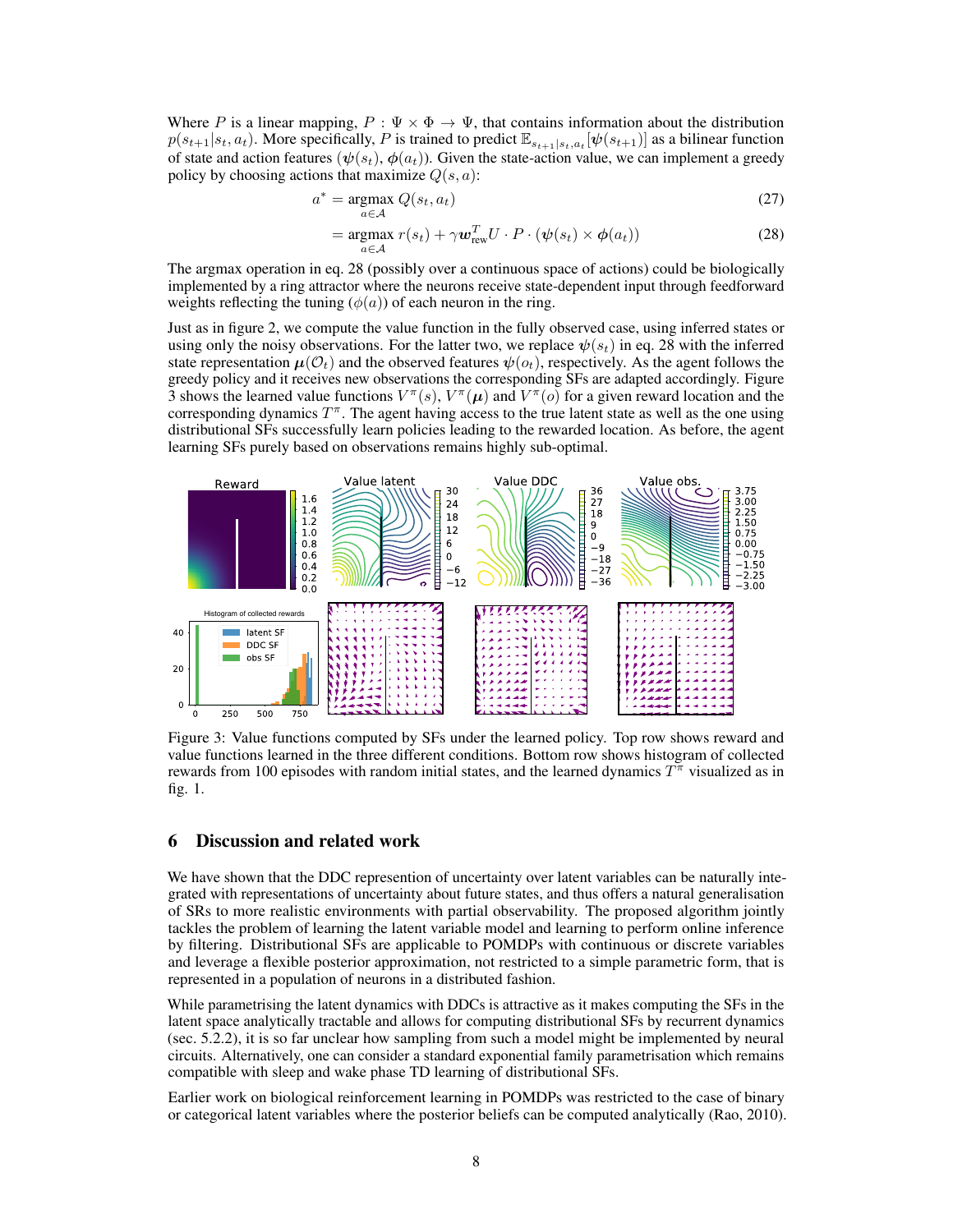Where $P$ is a linear mapping, $P : \Psi \times \Phi \to \Psi$, that contains information about the distribution $p(s_{t+1}|s_t, a_t)$. More specifically, $P$ is trained to predict $\mathbb{E}_{s_{t+1}|s_t,a_t}[\boldsymbol{\psi}(s_{t+1})]$ as a bilinear function of state and action features $(\boldsymbol{\psi}(s_t), \boldsymbol{\phi}(a_t))$. Given the state-action value, we can implement a greedy policy by choosing actions that maximize $Q(s, a)$:

$$a^* = \underset{a \in \mathcal{A}}{\operatorname{argmax}}\, Q(s_t, a_t) \tag{27}$$

$$= \underset{a \in \mathcal{A}}{\operatorname{argmax}}\, r(s_t) + \gamma \boldsymbol{w}_{\text{rew}}^T U \cdot P \cdot (\boldsymbol{\psi}(s_t) \times \boldsymbol{\phi}(a_t)) \tag{28}$$

The argmax operation in eq. 28 (possibly over a continuous space of actions) could be biologically implemented by a ring attractor where the neurons receive state-dependent input through feedforward weights reflecting the tuning ($\phi(a)$) of each neuron in the ring.

Just as in figure 2, we compute the value function in the fully observed case, using inferred states or using only the noisy observations. For the latter two, we replace $\psi(s_t)$ in eq. 28 with the inferred state representation $\boldsymbol{\mu}(\mathcal{O}_t)$ and the observed features $\boldsymbol{\psi}(o_t)$, respectively. As the agent follows the greedy policy and it receives new observations the corresponding SFs are adapted accordingly. Figure 3 shows the learned value functions $V^\pi(s)$, $V^\pi(\boldsymbol{\mu})$ and $V^\pi(o)$ for a given reward location and the corresponding dynamics $T^\pi$. The agent having access to the true latent state as well as the one using distributional SFs successfully learn policies leading to the rewarded location. As before, the agent learning SFs purely based on observations remains highly sub-optimal.

Figure 3: Value functions computed by SFs under the learned policy. Top row shows reward and value functions learned in the three different conditions. Bottom row shows histogram of collected rewards from 100 episodes with random initial states, and the learned dynamics $T^\pi$ visualized as in fig. 1.

## 6 Discussion and related work

We have shown that the DDC represention of uncertainty over latent variables can be naturally integrated with representations of uncertainty about future states, and thus offers a natural generalisation of SRs to more realistic environments with partial observability. The proposed algorithm jointly tackles the problem of learning the latent variable model and learning to perform online inference by filtering. Distributional SFs are applicable to POMDPs with continuous or discrete variables and leverage a flexible posterior approximation, not restricted to a simple parametric form, that is represented in a population of neurons in a distributed fashion.

While parametrising the latent dynamics with DDCs is attractive as it makes computing the SFs in the latent space analytically tractable and allows for computing distributional SFs by recurrent dynamics (sec. 5.2.2), it is so far unclear how sampling from such a model might be implemented by neural circuits. Alternatively, one can consider a standard exponential family parametrisation which remains compatible with sleep and wake phase TD learning of distributional SFs.

Earlier work on biological reinforcement learning in POMDPs was restricted to the case of binary or categorical latent variables where the posterior beliefs can be computed analytically (Rao, 2010).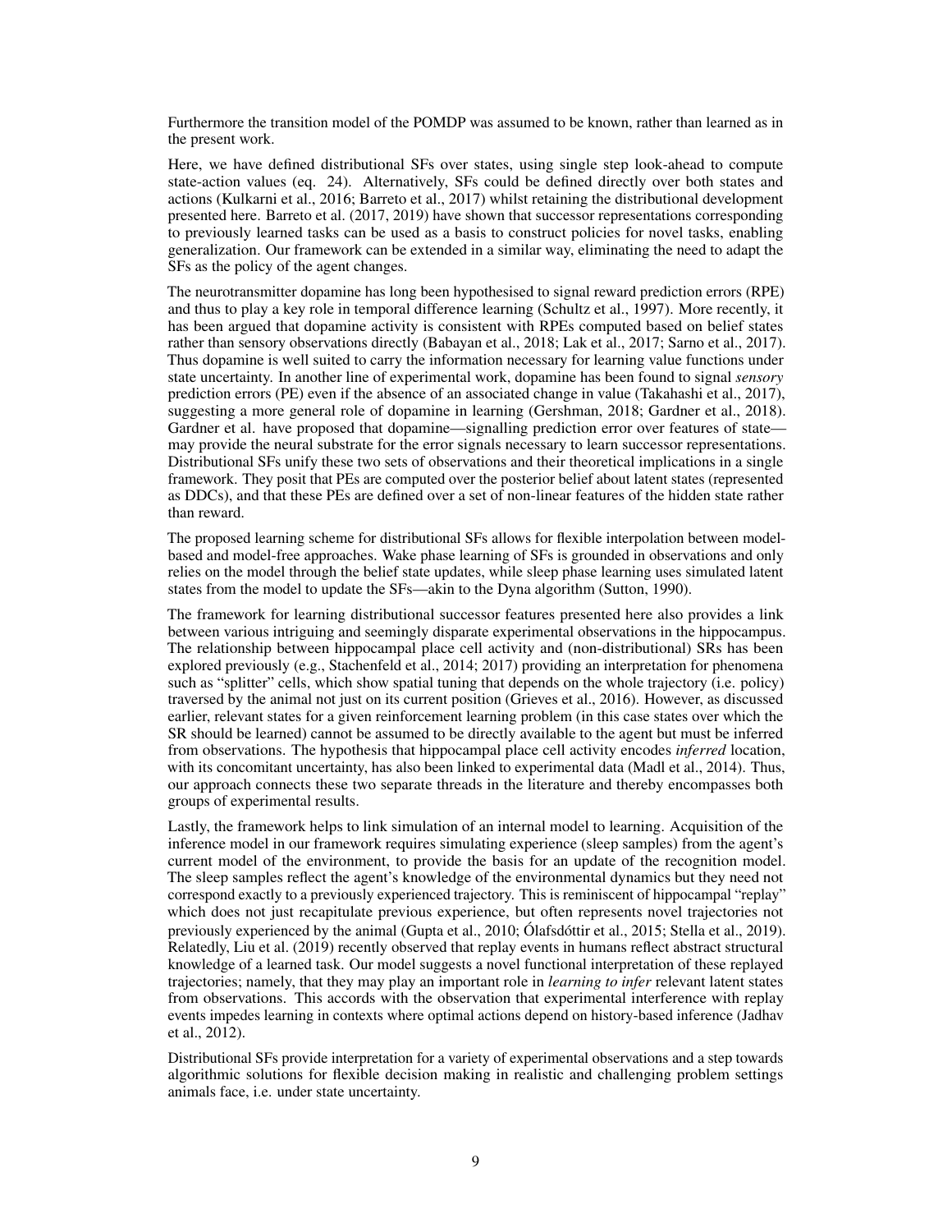Furthermore the transition model of the POMDP was assumed to be known, rather than learned as in the present work.

Here, we have defined distributional SFs over states, using single step look-ahead to compute state-action values (eq. 24). Alternatively, SFs could be defined directly over both states and actions (Kulkarni et al., 2016; Barreto et al., 2017) whilst retaining the distributional development presented here. Barreto et al. (2017, 2019) have shown that successor representations corresponding to previously learned tasks can be used as a basis to construct policies for novel tasks, enabling generalization. Our framework can be extended in a similar way, eliminating the need to adapt the SFs as the policy of the agent changes.

The neurotransmitter dopamine has long been hypothesised to signal reward prediction errors (RPE) and thus to play a key role in temporal difference learning (Schultz et al., 1997). More recently, it has been argued that dopamine activity is consistent with RPEs computed based on belief states rather than sensory observations directly (Babayan et al., 2018; Lak et al., 2017; Sarno et al., 2017). Thus dopamine is well suited to carry the information necessary for learning value functions under state uncertainty. In another line of experimental work, dopamine has been found to signal *sensory* prediction errors (PE) even if the absence of an associated change in value (Takahashi et al., 2017), suggesting a more general role of dopamine in learning (Gershman, 2018; Gardner et al., 2018). Gardner et al. have proposed that dopamine—signalling prediction error over features of state—may provide the neural substrate for the error signals necessary to learn successor representations. Distributional SFs unify these two sets of observations and their theoretical implications in a single framework. They posit that PEs are computed over the posterior belief about latent states (represented as DDCs), and that these PEs are defined over a set of non-linear features of the hidden state rather than reward.

The proposed learning scheme for distributional SFs allows for flexible interpolation between model-based and model-free approaches. Wake phase learning of SFs is grounded in observations and only relies on the model through the belief state updates, while sleep phase learning uses simulated latent states from the model to update the SFs—akin to the Dyna algorithm (Sutton, 1990).

The framework for learning distributional successor features presented here also provides a link between various intriguing and seemingly disparate experimental observations in the hippocampus. The relationship between hippocampal place cell activity and (non-distributional) SRs has been explored previously (e.g., Stachenfeld et al., 2014; 2017) providing an interpretation for phenomena such as "splitter" cells, which show spatial tuning that depends on the whole trajectory (i.e. policy) traversed by the animal not just on its current position (Grieves et al., 2016). However, as discussed earlier, relevant states for a given reinforcement learning problem (in this case states over which the SR should be learned) cannot be assumed to be directly available to the agent but must be inferred from observations. The hypothesis that hippocampal place cell activity encodes *inferred* location, with its concomitant uncertainty, has also been linked to experimental data (Madl et al., 2014). Thus, our approach connects these two separate threads in the literature and thereby encompasses both groups of experimental results.

Lastly, the framework helps to link simulation of an internal model to learning. Acquisition of the inference model in our framework requires simulating experience (sleep samples) from the agent's current model of the environment, to provide the basis for an update of the recognition model. The sleep samples reflect the agent's knowledge of the environmental dynamics but they need not correspond exactly to a previously experienced trajectory. This is reminiscent of hippocampal "replay" which does not just recapitulate previous experience, but often represents novel trajectories not previously experienced by the animal (Gupta et al., 2010; Ólafsdóttir et al., 2015; Stella et al., 2019). Relatedly, Liu et al. (2019) recently observed that replay events in humans reflect abstract structural knowledge of a learned task. Our model suggests a novel functional interpretation of these replayed trajectories; namely, that they may play an important role in *learning to infer* relevant latent states from observations. This accords with the observation that experimental interference with replay events impedes learning in contexts where optimal actions depend on history-based inference (Jadhav et al., 2012).

Distributional SFs provide interpretation for a variety of experimental observations and a step towards algorithmic solutions for flexible decision making in realistic and challenging problem settings animals face, i.e. under state uncertainty.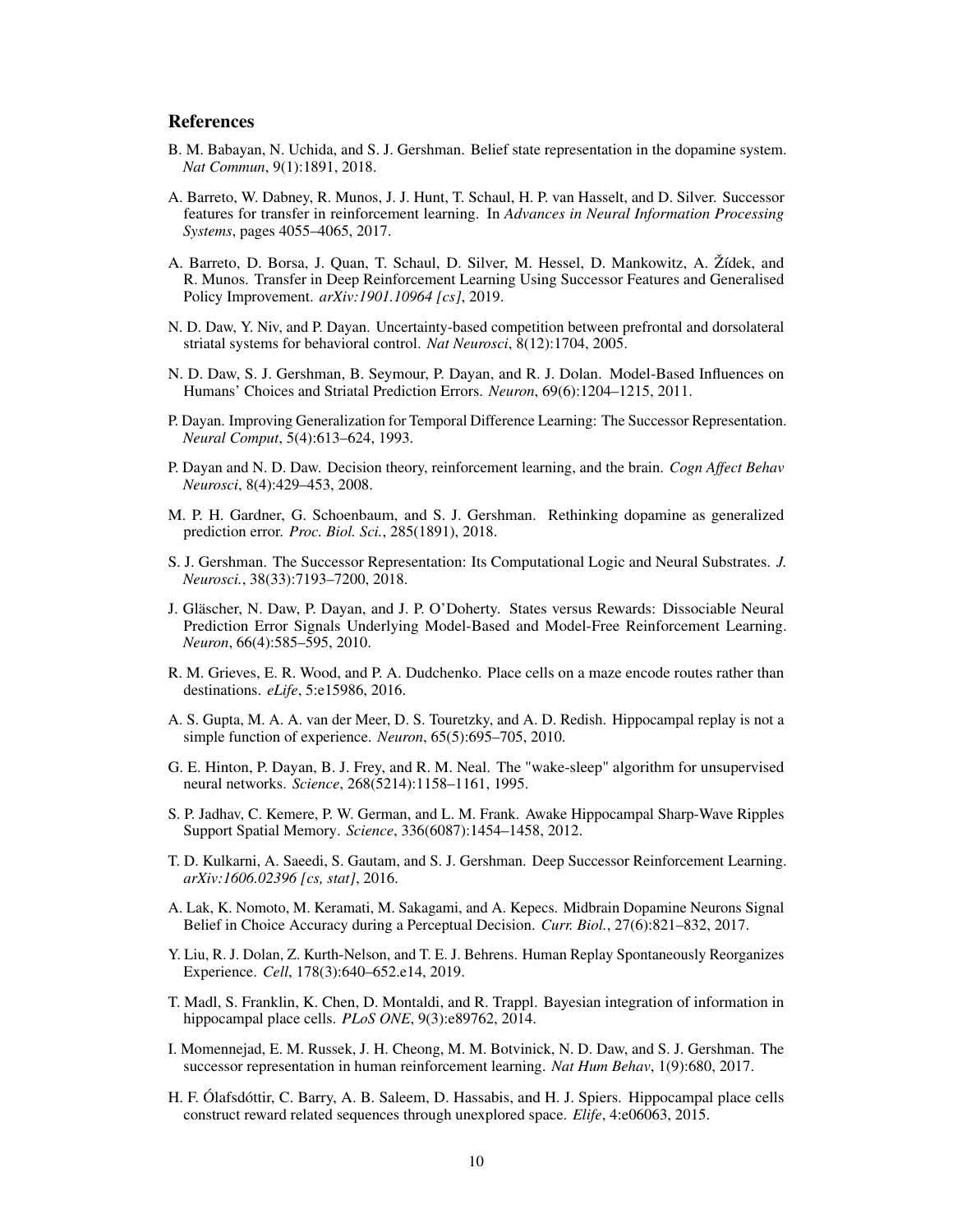## References

B. M. Babayan, N. Uchida, and S. J. Gershman. Belief state representation in the dopamine system. *Nat Commun*, 9(1):1891, 2018.

A. Barreto, W. Dabney, R. Munos, J. J. Hunt, T. Schaul, H. P. van Hasselt, and D. Silver. Successor features for transfer in reinforcement learning. In *Advances in Neural Information Processing Systems*, pages 4055–4065, 2017.

A. Barreto, D. Borsa, J. Quan, T. Schaul, D. Silver, M. Hessel, D. Mankowitz, A. Žídek, and R. Munos. Transfer in Deep Reinforcement Learning Using Successor Features and Generalised Policy Improvement. *arXiv:1901.10964 [cs]*, 2019.

N. D. Daw, Y. Niv, and P. Dayan. Uncertainty-based competition between prefrontal and dorsolateral striatal systems for behavioral control. *Nat Neurosci*, 8(12):1704, 2005.

N. D. Daw, S. J. Gershman, B. Seymour, P. Dayan, and R. J. Dolan. Model-Based Influences on Humans' Choices and Striatal Prediction Errors. *Neuron*, 69(6):1204–1215, 2011.

P. Dayan. Improving Generalization for Temporal Difference Learning: The Successor Representation. *Neural Comput*, 5(4):613–624, 1993.

P. Dayan and N. D. Daw. Decision theory, reinforcement learning, and the brain. *Cogn Affect Behav Neurosci*, 8(4):429–453, 2008.

M. P. H. Gardner, G. Schoenbaum, and S. J. Gershman. Rethinking dopamine as generalized prediction error. *Proc. Biol. Sci.*, 285(1891), 2018.

S. J. Gershman. The Successor Representation: Its Computational Logic and Neural Substrates. *J. Neurosci.*, 38(33):7193–7200, 2018.

J. Gläscher, N. Daw, P. Dayan, and J. P. O'Doherty. States versus Rewards: Dissociable Neural Prediction Error Signals Underlying Model-Based and Model-Free Reinforcement Learning. *Neuron*, 66(4):585–595, 2010.

R. M. Grieves, E. R. Wood, and P. A. Dudchenko. Place cells on a maze encode routes rather than destinations. *eLife*, 5:e15986, 2016.

A. S. Gupta, M. A. A. van der Meer, D. S. Touretzky, and A. D. Redish. Hippocampal replay is not a simple function of experience. *Neuron*, 65(5):695–705, 2010.

G. E. Hinton, P. Dayan, B. J. Frey, and R. M. Neal. The "wake-sleep" algorithm for unsupervised neural networks. *Science*, 268(5214):1158–1161, 1995.

S. P. Jadhav, C. Kemere, P. W. German, and L. M. Frank. Awake Hippocampal Sharp-Wave Ripples Support Spatial Memory. *Science*, 336(6087):1454–1458, 2012.

T. D. Kulkarni, A. Saeedi, S. Gautam, and S. J. Gershman. Deep Successor Reinforcement Learning. *arXiv:1606.02396 [cs, stat]*, 2016.

A. Lak, K. Nomoto, M. Keramati, M. Sakagami, and A. Kepecs. Midbrain Dopamine Neurons Signal Belief in Choice Accuracy during a Perceptual Decision. *Curr. Biol.*, 27(6):821–832, 2017.

Y. Liu, R. J. Dolan, Z. Kurth-Nelson, and T. E. J. Behrens. Human Replay Spontaneously Reorganizes Experience. *Cell*, 178(3):640–652.e14, 2019.

T. Madl, S. Franklin, K. Chen, D. Montaldi, and R. Trappl. Bayesian integration of information in hippocampal place cells. *PLoS ONE*, 9(3):e89762, 2014.

I. Momennejad, E. M. Russek, J. H. Cheong, M. M. Botvinick, N. D. Daw, and S. J. Gershman. The successor representation in human reinforcement learning. *Nat Hum Behav*, 1(9):680, 2017.

H. F. Ólafsdóttir, C. Barry, A. B. Saleem, D. Hassabis, and H. J. Spiers. Hippocampal place cells construct reward related sequences through unexplored space. *Elife*, 4:e06063, 2015.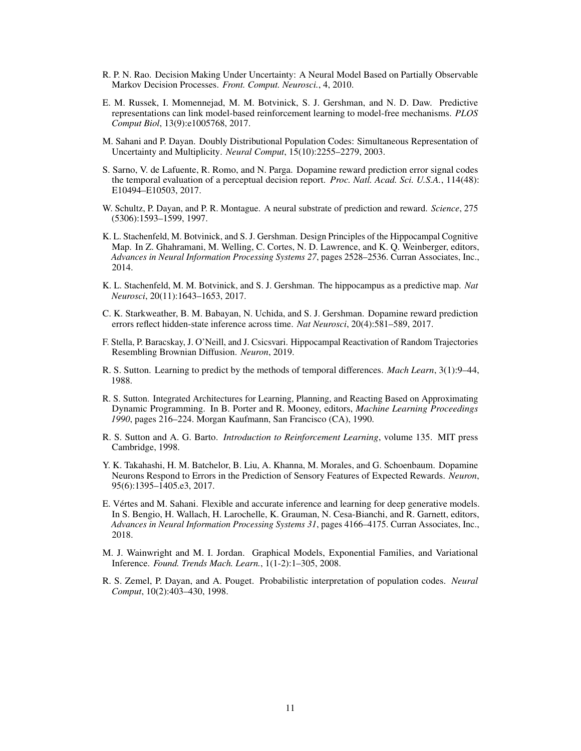R. P. N. Rao. Decision Making Under Uncertainty: A Neural Model Based on Partially Observable Markov Decision Processes. *Front. Comput. Neurosci.*, 4, 2010.

E. M. Russek, I. Momennejad, M. M. Botvinick, S. J. Gershman, and N. D. Daw. Predictive representations can link model-based reinforcement learning to model-free mechanisms. *PLOS Comput Biol*, 13(9):e1005768, 2017.

M. Sahani and P. Dayan. Doubly Distributional Population Codes: Simultaneous Representation of Uncertainty and Multiplicity. *Neural Comput*, 15(10):2255–2279, 2003.

S. Sarno, V. de Lafuente, R. Romo, and N. Parga. Dopamine reward prediction error signal codes the temporal evaluation of a perceptual decision report. *Proc. Natl. Acad. Sci. U.S.A.*, 114(48): E10494–E10503, 2017.

W. Schultz, P. Dayan, and P. R. Montague. A neural substrate of prediction and reward. *Science*, 275 (5306):1593–1599, 1997.

K. L. Stachenfeld, M. Botvinick, and S. J. Gershman. Design Principles of the Hippocampal Cognitive Map. In Z. Ghahramani, M. Welling, C. Cortes, N. D. Lawrence, and K. Q. Weinberger, editors, *Advances in Neural Information Processing Systems 27*, pages 2528–2536. Curran Associates, Inc., 2014.

K. L. Stachenfeld, M. M. Botvinick, and S. J. Gershman. The hippocampus as a predictive map. *Nat Neurosci*, 20(11):1643–1653, 2017.

C. K. Starkweather, B. M. Babayan, N. Uchida, and S. J. Gershman. Dopamine reward prediction errors reflect hidden-state inference across time. *Nat Neurosci*, 20(4):581–589, 2017.

F. Stella, P. Baracskay, J. O'Neill, and J. Csicsvari. Hippocampal Reactivation of Random Trajectories Resembling Brownian Diffusion. *Neuron*, 2019.

R. S. Sutton. Learning to predict by the methods of temporal differences. *Mach Learn*, 3(1):9–44, 1988.

R. S. Sutton. Integrated Architectures for Learning, Planning, and Reacting Based on Approximating Dynamic Programming. In B. Porter and R. Mooney, editors, *Machine Learning Proceedings 1990*, pages 216–224. Morgan Kaufmann, San Francisco (CA), 1990.

R. S. Sutton and A. G. Barto. *Introduction to Reinforcement Learning*, volume 135. MIT press Cambridge, 1998.

Y. K. Takahashi, H. M. Batchelor, B. Liu, A. Khanna, M. Morales, and G. Schoenbaum. Dopamine Neurons Respond to Errors in the Prediction of Sensory Features of Expected Rewards. *Neuron*, 95(6):1395–1405.e3, 2017.

E. Vértes and M. Sahani. Flexible and accurate inference and learning for deep generative models. In S. Bengio, H. Wallach, H. Larochelle, K. Grauman, N. Cesa-Bianchi, and R. Garnett, editors, *Advances in Neural Information Processing Systems 31*, pages 4166–4175. Curran Associates, Inc., 2018.

M. J. Wainwright and M. I. Jordan. Graphical Models, Exponential Families, and Variational Inference. *Found. Trends Mach. Learn.*, 1(1-2):1–305, 2008.

R. S. Zemel, P. Dayan, and A. Pouget. Probabilistic interpretation of population codes. *Neural Comput*, 10(2):403–430, 1998.